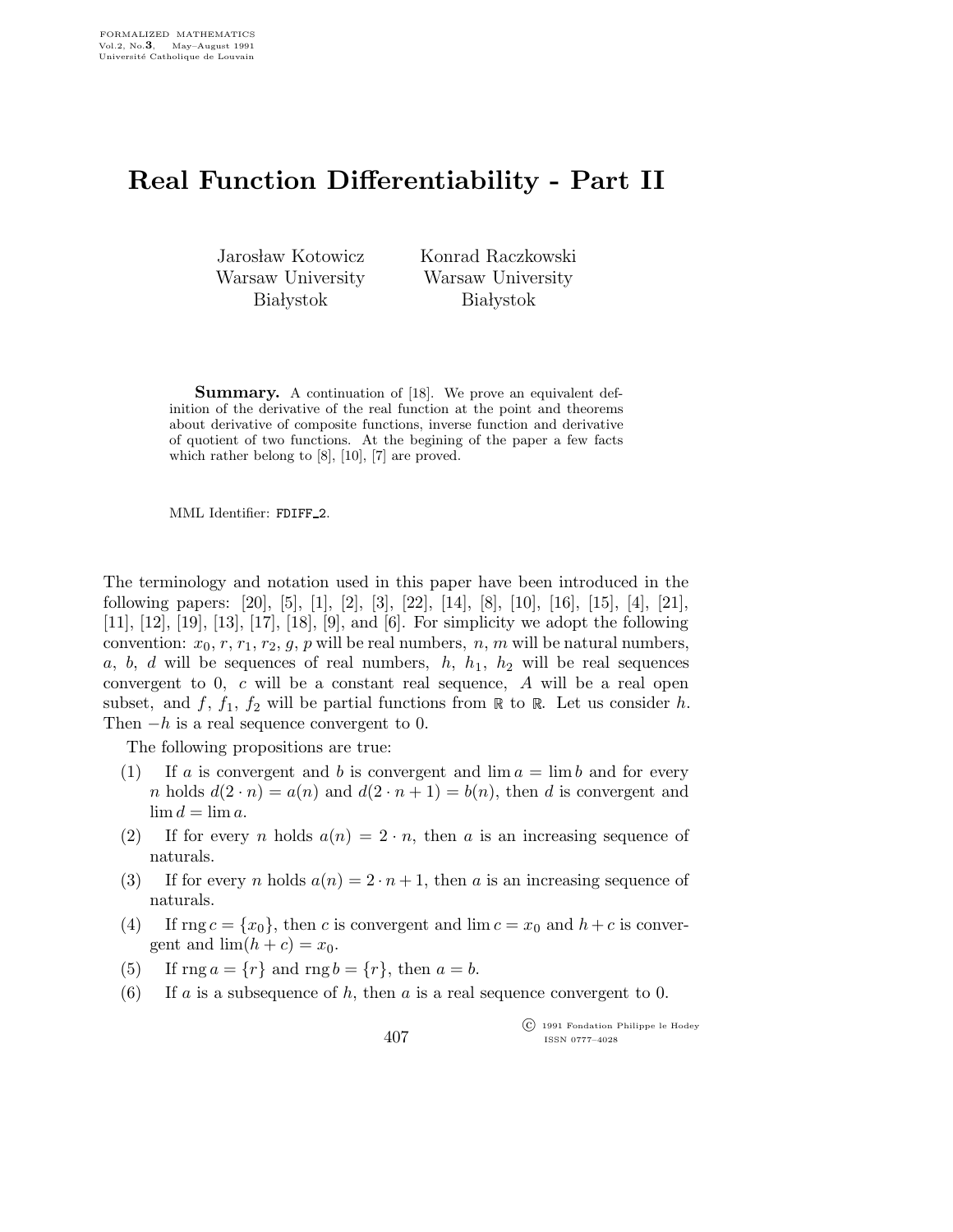# Real Function Differentiability - Part II

Jarosław Kotowicz
Warsaw University
Białystok

Konrad Raczkowski
Warsaw University
Białystok

**Summary.** A continuation of [18]. We prove an equivalent definition of the derivative of the real function at the point and theorems about derivative of composite functions, inverse function and derivative of quotient of two functions. At the begining of the paper a few facts which rather belong to [8], [10], [7] are proved.

MML Identifier: FDIFF_2.

The terminology and notation used in this paper have been introduced in the following papers: [20], [5], [1], [2], [3], [22], [14], [8], [10], [16], [15], [4], [21], [11], [12], [19], [13], [17], [18], [9], and [6]. For simplicity we adopt the following convention: $x_0$, $r$, $r_1$, $r_2$, $g$, $p$ will be real numbers, $n$, $m$ will be natural numbers, $a$, $b$, $d$ will be sequences of real numbers, $h$, $h_1$, $h_2$ will be real sequences convergent to 0, $c$ will be a constant real sequence, $A$ will be a real open subset, and $f$, $f_1$, $f_2$ will be partial functions from $\mathbb{R}$ to $\mathbb{R}$. Let us consider $h$. Then $-h$ is a real sequence convergent to 0.

The following propositions are true:

(1) If $a$ is convergent and $b$ is convergent and $\lim a = \lim b$ and for every $n$ holds $d(2 \cdot n) = a(n)$ and $d(2 \cdot n + 1) = b(n)$, then $d$ is convergent and $\lim d = \lim a$.

(2) If for every $n$ holds $a(n) = 2 \cdot n$, then $a$ is an increasing sequence of naturals.

(3) If for every $n$ holds $a(n) = 2 \cdot n + 1$, then $a$ is an increasing sequence of naturals.

(4) If $\operatorname{rng} c = \{x_0\}$, then $c$ is convergent and $\lim c = x_0$ and $h + c$ is convergent and $\lim(h + c) = x_0$.

(5) If $\operatorname{rng} a = \{r\}$ and $\operatorname{rng} b = \{r\}$, then $a = b$.

(6) If $a$ is a subsequence of $h$, then $a$ is a real sequence convergent to 0.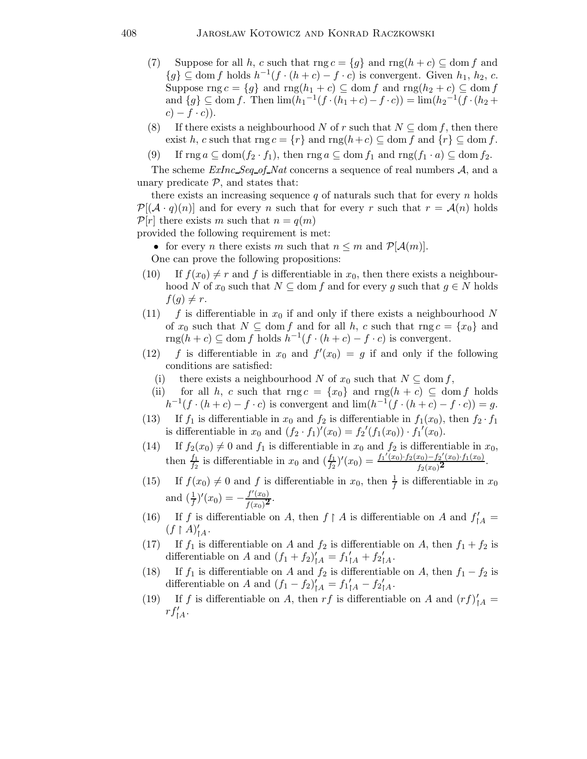(7) Suppose for all $h$, $c$ such that $\operatorname{rng} c = \{g\}$ and $\operatorname{rng}(h + c) \subseteq \operatorname{dom} f$ and $\{g\} \subseteq \operatorname{dom} f$ holds $h^{-1}(f \cdot (h + c) - f \cdot c)$ is convergent. Given $h_1$, $h_2$, $c$. Suppose $\operatorname{rng} c = \{g\}$ and $\operatorname{rng}(h_1 + c) \subseteq \operatorname{dom} f$ and $\operatorname{rng}(h_2 + c) \subseteq \operatorname{dom} f$ and $\{g\} \subseteq \operatorname{dom} f$. Then $\lim({h_1}^{-1}(f \cdot (h_1 + c) - f \cdot c)) = \lim({h_2}^{-1}(f \cdot (h_2 + c) - f \cdot c))$.

(8) If there exists a neighbourhood $N$ of $r$ such that $N \subseteq \operatorname{dom} f$, then there exist $h$, $c$ such that $\operatorname{rng} c = \{r\}$ and $\operatorname{rng}(h + c) \subseteq \operatorname{dom} f$ and $\{r\} \subseteq \operatorname{dom} f$.

(9) If $\operatorname{rng} a \subseteq \operatorname{dom}(f_2 \cdot f_1)$, then $\operatorname{rng} a \subseteq \operatorname{dom} f_1$ and $\operatorname{rng}(f_1 \cdot a) \subseteq \operatorname{dom} f_2$.

The scheme *ExInc_Seq_of_Nat* concerns a sequence of real numbers $\mathcal{A}$, and a unary predicate $\mathcal{P}$, and states that:

there exists an increasing sequence $q$ of naturals such that for every $n$ holds $\mathcal{P}[(\mathcal{A} \cdot q)(n)]$ and for every $n$ such that for every $r$ such that $r = \mathcal{A}(n)$ holds $\mathcal{P}[r]$ there exists $m$ such that $n = q(m)$

provided the following requirement is met:

- for every $n$ there exists $m$ such that $n \leq m$ and $\mathcal{P}[\mathcal{A}(m)]$.

One can prove the following propositions:

(10) If $f(x_0) \neq r$ and $f$ is differentiable in $x_0$, then there exists a neighbourhood $N$ of $x_0$ such that $N \subseteq \operatorname{dom} f$ and for every $g$ such that $g \in N$ holds $f(g) \neq r$.

(11) $f$ is differentiable in $x_0$ if and only if there exists a neighbourhood $N$ of $x_0$ such that $N \subseteq \operatorname{dom} f$ and for all $h$, $c$ such that $\operatorname{rng} c = \{x_0\}$ and $\operatorname{rng}(h + c) \subseteq \operatorname{dom} f$ holds $h^{-1}(f \cdot (h + c) - f \cdot c)$ is convergent.

(12) $f$ is differentiable in $x_0$ and $f'(x_0) = g$ if and only if the following conditions are satisfied:

   (i) there exists a neighbourhood $N$ of $x_0$ such that $N \subseteq \operatorname{dom} f$,

   (ii) for all $h$, $c$ such that $\operatorname{rng} c = \{x_0\}$ and $\operatorname{rng}(h + c) \subseteq \operatorname{dom} f$ holds $h^{-1}(f \cdot (h + c) - f \cdot c)$ is convergent and $\lim(h^{-1}(f \cdot (h + c) - f \cdot c)) = g$.

(13) If $f_1$ is differentiable in $x_0$ and $f_2$ is differentiable in $f_1(x_0)$, then $f_2 \cdot f_1$ is differentiable in $x_0$ and $(f_2 \cdot f_1)'(x_0) = {f_2}'(f_1(x_0)) \cdot {f_1}'(x_0)$.

(14) If $f_2(x_0) \neq 0$ and $f_1$ is differentiable in $x_0$ and $f_2$ is differentiable in $x_0$, then $\frac{f_1}{f_2}$ is differentiable in $x_0$ and $(\frac{f_1}{f_2})'(x_0) = \frac{{f_1}'(x_0) \cdot f_2(x_0) - {f_2}'(x_0) \cdot f_1(x_0)}{{f_2(x_0)}^{\mathbf{2}}}$.

(15) If $f(x_0) \neq 0$ and $f$ is differentiable in $x_0$, then $\frac{1}{f}$ is differentiable in $x_0$ and $(\frac{1}{f})'(x_0) = -\frac{f'(x_0)}{{f(x_0)}^{\mathbf{2}}}$.

(16) If $f$ is differentiable on $A$, then $f \restriction A$ is differentiable on $A$ and $f'_{\restriction A} = (f \restriction A)'_{\restriction A}$.

(17) If $f_1$ is differentiable on $A$ and $f_2$ is differentiable on $A$, then $f_1 + f_2$ is differentiable on $A$ and $(f_1 + f_2)'_{\restriction A} = {f_1}'_{\restriction A} + {f_2}'_{\restriction A}$.

(18) If $f_1$ is differentiable on $A$ and $f_2$ is differentiable on $A$, then $f_1 - f_2$ is differentiable on $A$ and $(f_1 - f_2)'_{\restriction A} = {f_1}'_{\restriction A} - {f_2}'_{\restriction A}$.

(19) If $f$ is differentiable on $A$, then $r f$ is differentiable on $A$ and $(r f)'_{\restriction A} = r f'_{\restriction A}$.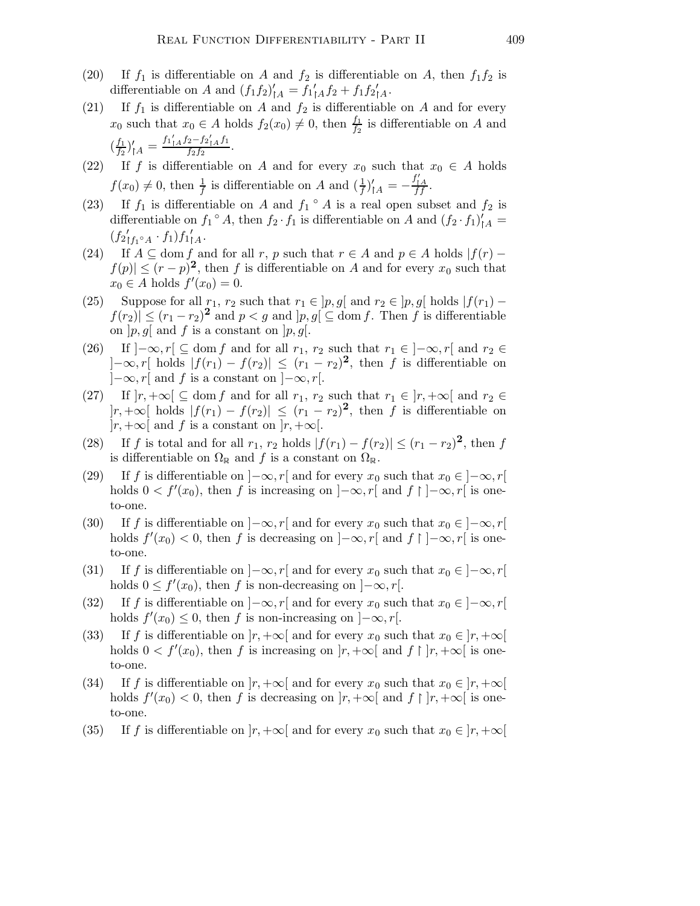(20) If $f_1$ is differentiable on $A$ and $f_2$ is differentiable on $A$, then $f_1 f_2$ is differentiable on $A$ and $(f_1 f_2)'_{\restriction A} = f_1{}'_{\restriction A} f_2 + f_1 f_2{}'_{\restriction A}$.

(21) If $f_1$ is differentiable on $A$ and $f_2$ is differentiable on $A$ and for every $x_0$ such that $x_0 \in A$ holds $f_2(x_0) \neq 0$, then $\frac{f_1}{f_2}$ is differentiable on $A$ and $(\frac{f_1}{f_2})'_{\restriction A} = \frac{f_1{}'_{\restriction A} f_2 - f_2{}'_{\restriction A} f_1}{f_2 f_2}$.

(22) If $f$ is differentiable on $A$ and for every $x_0$ such that $x_0 \in A$ holds $f(x_0) \neq 0$, then $\frac{1}{f}$ is differentiable on $A$ and $(\frac{1}{f})'_{\restriction A} = -\frac{f'_{\restriction A}}{f f}$.

(23) If $f_1$ is differentiable on $A$ and $f_1 \circ A$ is a real open subset and $f_2$ is differentiable on $f_1 \circ A$, then $f_2 \cdot f_1$ is differentiable on $A$ and $(f_2 \cdot f_1)'_{\restriction A} = (f_2{}'_{\restriction f_1 \circ A} \cdot f_1) f_1{}'_{\restriction A}$.

(24) If $A \subseteq \operatorname{dom} f$ and for all $r$, $p$ such that $r \in A$ and $p \in A$ holds $|f(r) - f(p)| \leq (r - p)^{\mathbf{2}}$, then $f$ is differentiable on $A$ and for every $x_0$ such that $x_0 \in A$ holds $f'(x_0) = 0$.

(25) Suppose for all $r_1$, $r_2$ such that $r_1 \in ]p, g[$ and $r_2 \in ]p, g[$ holds $|f(r_1) - f(r_2)| \leq (r_1 - r_2)^{\mathbf{2}}$ and $p < g$ and $]p, g[ \subseteq \operatorname{dom} f$. Then $f$ is differentiable on $]p, g[$ and $f$ is a constant on $]p, g[$.

(26) If $]-\infty, r[ \subseteq \operatorname{dom} f$ and for all $r_1$, $r_2$ such that $r_1 \in ]-\infty, r[$ and $r_2 \in ]-\infty, r[$ holds $|f(r_1) - f(r_2)| \leq (r_1 - r_2)^{\mathbf{2}}$, then $f$ is differentiable on $]-\infty, r[$ and $f$ is a constant on $]-\infty, r[$.

(27) If $]r, +\infty[ \subseteq \operatorname{dom} f$ and for all $r_1$, $r_2$ such that $r_1 \in ]r, +\infty[$ and $r_2 \in ]r, +\infty[$ holds $|f(r_1) - f(r_2)| \leq (r_1 - r_2)^{\mathbf{2}}$, then $f$ is differentiable on $]r, +\infty[$ and $f$ is a constant on $]r, +\infty[$.

(28) If $f$ is total and for all $r_1$, $r_2$ holds $|f(r_1) - f(r_2)| \leq (r_1 - r_2)^{\mathbf{2}}$, then $f$ is differentiable on $\Omega_{\mathbb{R}}$ and $f$ is a constant on $\Omega_{\mathbb{R}}$.

(29) If $f$ is differentiable on $]-\infty, r[$ and for every $x_0$ such that $x_0 \in ]-\infty, r[$ holds $0 < f'(x_0)$, then $f$ is increasing on $]-\infty, r[$ and $f \restriction ]-\infty, r[$ is one-to-one.

(30) If $f$ is differentiable on $]-\infty, r[$ and for every $x_0$ such that $x_0 \in ]-\infty, r[$ holds $f'(x_0) < 0$, then $f$ is decreasing on $]-\infty, r[$ and $f \restriction ]-\infty, r[$ is one-to-one.

(31) If $f$ is differentiable on $]-\infty, r[$ and for every $x_0$ such that $x_0 \in ]-\infty, r[$ holds $0 \leq f'(x_0)$, then $f$ is non-decreasing on $]-\infty, r[$.

(32) If $f$ is differentiable on $]-\infty, r[$ and for every $x_0$ such that $x_0 \in ]-\infty, r[$ holds $f'(x_0) \leq 0$, then $f$ is non-increasing on $]-\infty, r[$.

(33) If $f$ is differentiable on $]r, +\infty[$ and for every $x_0$ such that $x_0 \in ]r, +\infty[$ holds $0 < f'(x_0)$, then $f$ is increasing on $]r, +\infty[$ and $f \restriction ]r, +\infty[$ is one-to-one.

(34) If $f$ is differentiable on $]r, +\infty[$ and for every $x_0$ such that $x_0 \in ]r, +\infty[$ holds $f'(x_0) < 0$, then $f$ is decreasing on $]r, +\infty[$ and $f \restriction ]r, +\infty[$ is one-to-one.

(35) If $f$ is differentiable on $]r, +\infty[$ and for every $x_0$ such that $x_0 \in ]r, +\infty[$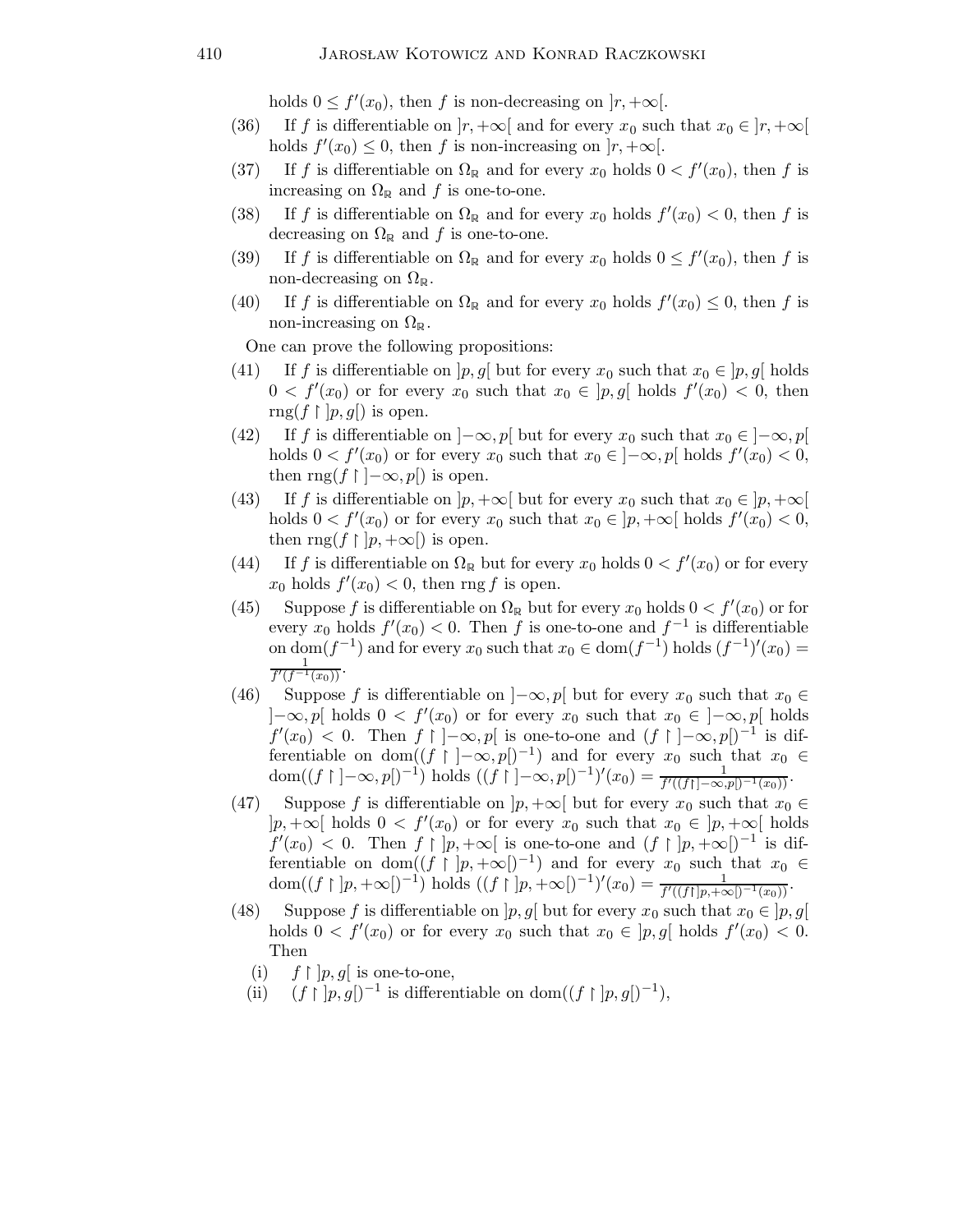holds $0 \leq f'(x_0)$, then $f$ is non-decreasing on $]r, +\infty[$.

(36) If $f$ is differentiable on $]r, +\infty[$ and for every $x_0$ such that $x_0 \in ]r, +\infty[$ holds $f'(x_0) \leq 0$, then $f$ is non-increasing on $]r, +\infty[$.

(37) If $f$ is differentiable on $\Omega_{\mathbb{R}}$ and for every $x_0$ holds $0 < f'(x_0)$, then $f$ is increasing on $\Omega_{\mathbb{R}}$ and $f$ is one-to-one.

(38) If $f$ is differentiable on $\Omega_{\mathbb{R}}$ and for every $x_0$ holds $f'(x_0) < 0$, then $f$ is decreasing on $\Omega_{\mathbb{R}}$ and $f$ is one-to-one.

(39) If $f$ is differentiable on $\Omega_{\mathbb{R}}$ and for every $x_0$ holds $0 \leq f'(x_0)$, then $f$ is non-decreasing on $\Omega_{\mathbb{R}}$.

(40) If $f$ is differentiable on $\Omega_{\mathbb{R}}$ and for every $x_0$ holds $f'(x_0) \leq 0$, then $f$ is non-increasing on $\Omega_{\mathbb{R}}$.

One can prove the following propositions:

(41) If $f$ is differentiable on $]p, g[$ but for every $x_0$ such that $x_0 \in ]p, g[$ holds $0 < f'(x_0)$ or for every $x_0$ such that $x_0 \in ]p, g[$ holds $f'(x_0) < 0$, then $\mathrm{rng}(f \restriction ]p, g[)$ is open.

(42) If $f$ is differentiable on $]-\infty, p[$ but for every $x_0$ such that $x_0 \in ]-\infty, p[$ holds $0 < f'(x_0)$ or for every $x_0$ such that $x_0 \in ]-\infty, p[$ holds $f'(x_0) < 0$, then $\mathrm{rng}(f \restriction ]-\infty, p[)$ is open.

(43) If $f$ is differentiable on $]p, +\infty[$ but for every $x_0$ such that $x_0 \in ]p, +\infty[$ holds $0 < f'(x_0)$ or for every $x_0$ such that $x_0 \in ]p, +\infty[$ holds $f'(x_0) < 0$, then $\mathrm{rng}(f \restriction ]p, +\infty[)$ is open.

(44) If $f$ is differentiable on $\Omega_{\mathbb{R}}$ but for every $x_0$ holds $0 < f'(x_0)$ or for every $x_0$ holds $f'(x_0) < 0$, then $\mathrm{rng}\, f$ is open.

(45) Suppose $f$ is differentiable on $\Omega_{\mathbb{R}}$ but for every $x_0$ holds $0 < f'(x_0)$ or for every $x_0$ holds $f'(x_0) < 0$. Then $f$ is one-to-one and $f^{-1}$ is differentiable on $\mathrm{dom}(f^{-1})$ and for every $x_0$ such that $x_0 \in \mathrm{dom}(f^{-1})$ holds $(f^{-1})'(x_0) = \frac{1}{f'(f^{-1}(x_0))}$.

(46) Suppose $f$ is differentiable on $]-\infty, p[$ but for every $x_0$ such that $x_0 \in ]-\infty, p[$ holds $0 < f'(x_0)$ or for every $x_0$ such that $x_0 \in ]-\infty, p[$ holds $f'(x_0) < 0$. Then $f \restriction ]-\infty, p[$ is one-to-one and $(f \restriction ]-\infty, p[)^{-1}$ is differentiable on $\mathrm{dom}((f \restriction ]-\infty, p[)^{-1})$ and for every $x_0$ such that $x_0 \in \mathrm{dom}((f \restriction ]-\infty, p[)^{-1})$ holds $((f \restriction ]-\infty, p[)^{-1})'(x_0) = \frac{1}{f'((f \restriction ]-\infty, p[)^{-1}(x_0))}$.

(47) Suppose $f$ is differentiable on $]p, +\infty[$ but for every $x_0$ such that $x_0 \in ]p, +\infty[$ holds $0 < f'(x_0)$ or for every $x_0$ such that $x_0 \in ]p, +\infty[$ holds $f'(x_0) < 0$. Then $f \restriction ]p, +\infty[$ is one-to-one and $(f \restriction ]p, +\infty[)^{-1}$ is differentiable on $\mathrm{dom}((f \restriction ]p, +\infty[)^{-1})$ and for every $x_0$ such that $x_0 \in \mathrm{dom}((f \restriction ]p, +\infty[)^{-1})$ holds $((f \restriction ]p, +\infty[)^{-1})'(x_0) = \frac{1}{f'((f \restriction ]p, +\infty[)^{-1}(x_0))}$.

(48) Suppose $f$ is differentiable on $]p, g[$ but for every $x_0$ such that $x_0 \in ]p, g[$ holds $0 < f'(x_0)$ or for every $x_0$ such that $x_0 \in ]p, g[$ holds $f'(x_0) < 0$. Then

 (i) $f \restriction ]p, g[$ is one-to-one,

 (ii) $(f \restriction ]p, g[)^{-1}$ is differentiable on $\mathrm{dom}((f \restriction ]p, g[)^{-1})$,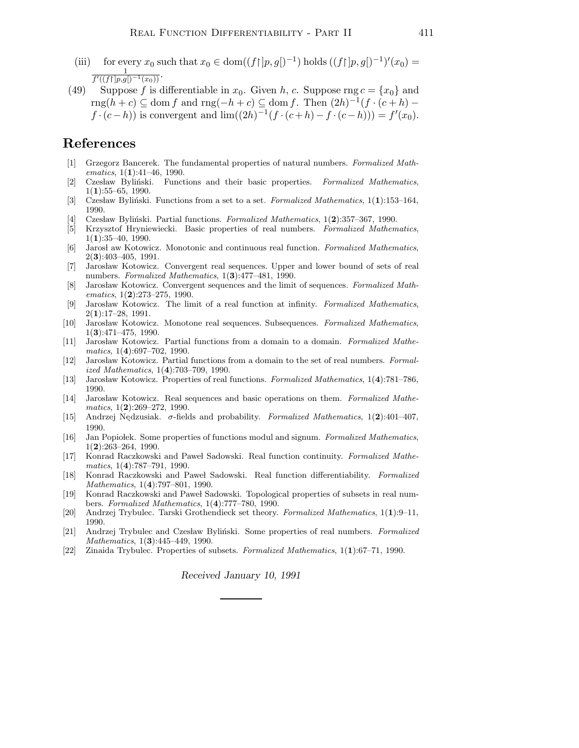(iii) for every $x_0$ such that $x_0 \in \mathrm{dom}((f{\restriction}]p, g[)^{-1})$ holds $((f{\restriction}]p, g[)^{-1})'(x_0) = \frac{1}{f'(((f{\restriction}]p,g[)^{-1}(x_0))}$.

(49) Suppose $f$ is differentiable in $x_0$. Given $h$, $c$. Suppose $\mathrm{rng}\, c = \{x_0\}$ and $\mathrm{rng}(h + c) \subseteq \mathrm{dom}\, f$ and $\mathrm{rng}(-h + c) \subseteq \mathrm{dom}\, f$. Then $(2h)^{-1}(f \cdot (c + h) - f \cdot (c - h))$ is convergent and $\lim((2h)^{-1}(f \cdot (c+h) - f \cdot (c-h))) = f'(x_0)$.

## References

[1] Grzegorz Bancerek. The fundamental properties of natural numbers. *Formalized Mathematics*, 1(**1**):41–46, 1990.

[2] Czesław Byliński. Functions and their basic properties. *Formalized Mathematics*, 1(**1**):55–65, 1990.

[3] Czesław Byliński. Functions from a set to a set. *Formalized Mathematics*, 1(**1**):153–164, 1990.

[4] Czesław Byliński. Partial functions. *Formalized Mathematics*, 1(**2**):357–367, 1990.

[5] Krzysztof Hryniewiecki. Basic properties of real numbers. *Formalized Mathematics*, 1(**1**):35–40, 1990.

[6] Jarosł aw Kotowicz. Monotonic and continuous real function. *Formalized Mathematics*, 2(**3**):403–405, 1991.

[7] Jarosław Kotowicz. Convergent real sequences. Upper and lower bound of sets of real numbers. *Formalized Mathematics*, 1(**3**):477–481, 1990.

[8] Jarosław Kotowicz. Convergent sequences and the limit of sequences. *Formalized Mathematics*, 1(**2**):273–275, 1990.

[9] Jarosław Kotowicz. The limit of a real function at infinity. *Formalized Mathematics*, 2(**1**):17–28, 1991.

[10] Jarosław Kotowicz. Monotone real sequences. Subsequences. *Formalized Mathematics*, 1(**3**):471–475, 1990.

[11] Jarosław Kotowicz. Partial functions from a domain to a domain. *Formalized Mathematics*, 1(**4**):697–702, 1990.

[12] Jarosław Kotowicz. Partial functions from a domain to the set of real numbers. *Formalized Mathematics*, 1(**4**):703–709, 1990.

[13] Jarosław Kotowicz. Properties of real functions. *Formalized Mathematics*, 1(**4**):781–786, 1990.

[14] Jarosław Kotowicz. Real sequences and basic operations on them. *Formalized Mathematics*, 1(**2**):269–272, 1990.

[15] Andrzej Nędzusiak. σ-fields and probability. *Formalized Mathematics*, 1(**2**):401–407, 1990.

[16] Jan Popiołek. Some properties of functions modul and signum. *Formalized Mathematics*, 1(**2**):263–264, 1990.

[17] Konrad Raczkowski and Paweł Sadowski. Real function continuity. *Formalized Mathematics*, 1(**4**):787–791, 1990.

[18] Konrad Raczkowski and Paweł Sadowski. Real function differentiability. *Formalized Mathematics*, 1(**4**):797–801, 1990.

[19] Konrad Raczkowski and Paweł Sadowski. Topological properties of subsets in real numbers. *Formalized Mathematics*, 1(**4**):777–780, 1990.

[20] Andrzej Trybulec. Tarski Grothendieck set theory. *Formalized Mathematics*, 1(**1**):9–11, 1990.

[21] Andrzej Trybulec and Czesław Byliński. Some properties of real numbers. *Formalized Mathematics*, 1(**3**):445–449, 1990.

[22] Zinaida Trybulec. Properties of subsets. *Formalized Mathematics*, 1(**1**):67–71, 1990.

*Received January 10, 1991*